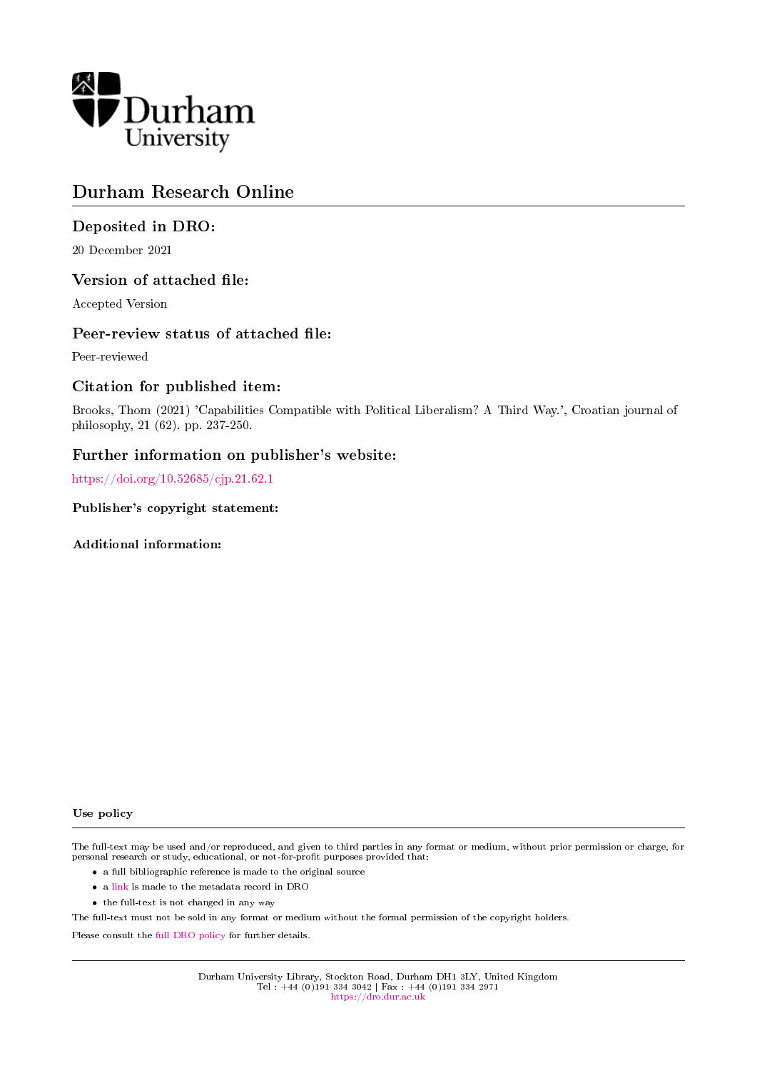Durham University

# Durham Research Online

## Deposited in DRO:

20 December 2021

## Version of attached file:

Accepted Version

## Peer-review status of attached file:

Peer-reviewed

## Citation for published item:

Brooks, Thom (2021) 'Capabilities Compatible with Political Liberalism? A Third Way.', Croatian journal of philosophy, 21 (62). pp. 237-250.

## Further information on publisher's website:

https://doi.org/10.52685/cjp.21.62.1

### Publisher's copyright statement:

### Additional information:

#### Use policy

The full-text may be used and/or reproduced, and given to third parties in any format or medium, without prior permission or charge, for personal research or study, educational, or not-for-profit purposes provided that:

- a full bibliographic reference is made to the original source
- a link is made to the metadata record in DRO
- the full-text is not changed in any way

The full-text must not be sold in any format or medium without the formal permission of the copyright holders.

Please consult the full DRO policy for further details.

Durham University Library, Stockton Road, Durham DH1 3LY, United Kingdom
Tel : +44 (0)191 334 3042 | Fax : +44 (0)191 334 2971
https://dro.dur.ac.uk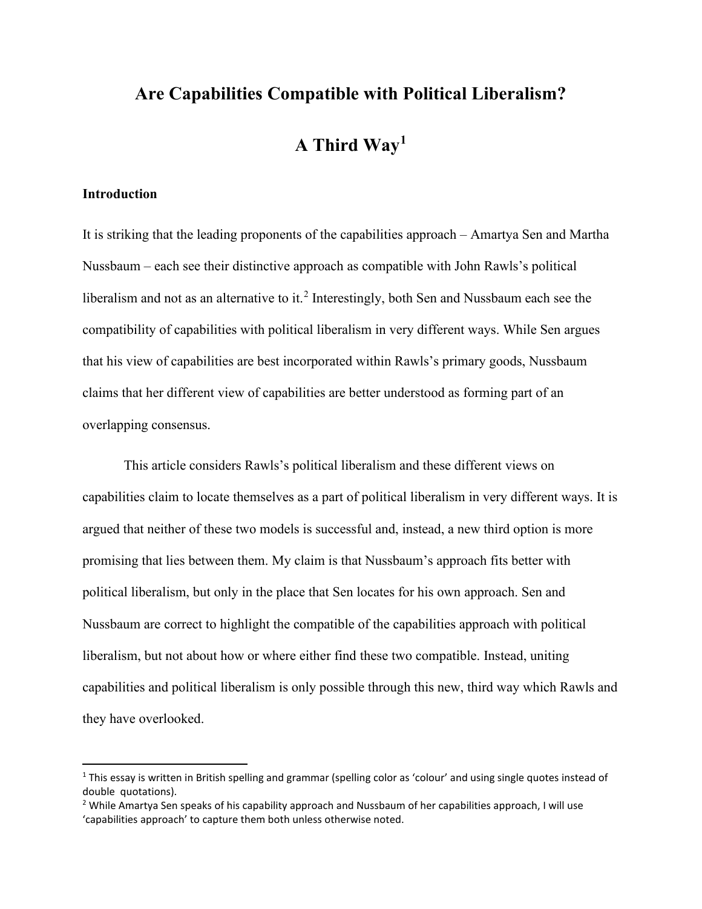# Are Capabilities Compatible with Political Liberalism?

# A Third Way[1]

### Introduction

It is striking that the leading proponents of the capabilities approach – Amartya Sen and Martha Nussbaum – each see their distinctive approach as compatible with John Rawls's political liberalism and not as an alternative to it.[2] Interestingly, both Sen and Nussbaum each see the compatibility of capabilities with political liberalism in very different ways. While Sen argues that his view of capabilities are best incorporated within Rawls's primary goods, Nussbaum claims that her different view of capabilities are better understood as forming part of an overlapping consensus.

This article considers Rawls's political liberalism and these different views on capabilities claim to locate themselves as a part of political liberalism in very different ways. It is argued that neither of these two models is successful and, instead, a new third option is more promising that lies between them. My claim is that Nussbaum's approach fits better with political liberalism, but only in the place that Sen locates for his own approach. Sen and Nussbaum are correct to highlight the compatible of the capabilities approach with political liberalism, but not about how or where either find these two compatible. Instead, uniting capabilities and political liberalism is only possible through this new, third way which Rawls and they have overlooked.

---

[1] This essay is written in British spelling and grammar (spelling color as 'colour' and using single quotes instead of double quotations).

[2] While Amartya Sen speaks of his capability approach and Nussbaum of her capabilities approach, I will use 'capabilities approach' to capture them both unless otherwise noted.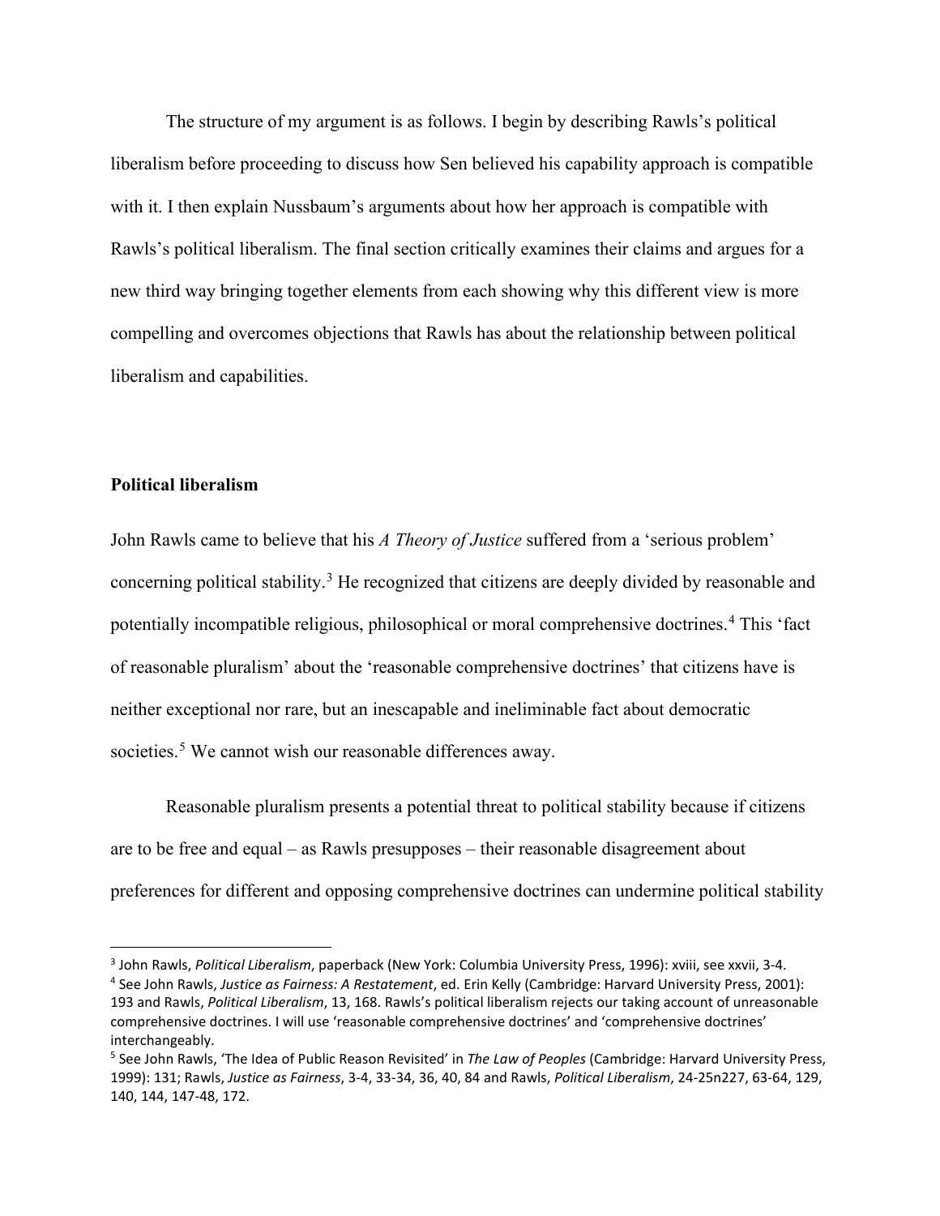The structure of my argument is as follows. I begin by describing Rawls's political liberalism before proceeding to discuss how Sen believed his capability approach is compatible with it. I then explain Nussbaum's arguments about how her approach is compatible with Rawls's political liberalism. The final section critically examines their claims and argues for a new third way bringing together elements from each showing why this different view is more compelling and overcomes objections that Rawls has about the relationship between political liberalism and capabilities.

## Political liberalism

John Rawls came to believe that his *A Theory of Justice* suffered from a 'serious problem' concerning political stability.[3] He recognized that citizens are deeply divided by reasonable and potentially incompatible religious, philosophical or moral comprehensive doctrines.[4] This 'fact of reasonable pluralism' about the 'reasonable comprehensive doctrines' that citizens have is neither exceptional nor rare, but an inescapable and ineliminable fact about democratic societies.[5] We cannot wish our reasonable differences away.

Reasonable pluralism presents a potential threat to political stability because if citizens are to be free and equal – as Rawls presupposes – their reasonable disagreement about preferences for different and opposing comprehensive doctrines can undermine political stability

---

[3] John Rawls, *Political Liberalism*, paperback (New York: Columbia University Press, 1996): xviii, see xxvii, 3-4.

[4] See John Rawls, *Justice as Fairness: A Restatement*, ed. Erin Kelly (Cambridge: Harvard University Press, 2001): 193 and Rawls, *Political Liberalism*, 13, 168. Rawls's political liberalism rejects our taking account of unreasonable comprehensive doctrines. I will use 'reasonable comprehensive doctrines' and 'comprehensive doctrines' interchangeably.

[5] See John Rawls, 'The Idea of Public Reason Revisited' in *The Law of Peoples* (Cambridge: Harvard University Press, 1999): 131; Rawls, *Justice as Fairness*, 3-4, 33-34, 36, 40, 84 and Rawls, *Political Liberalism*, 24-25n227, 63-64, 129, 140, 144, 147-48, 172.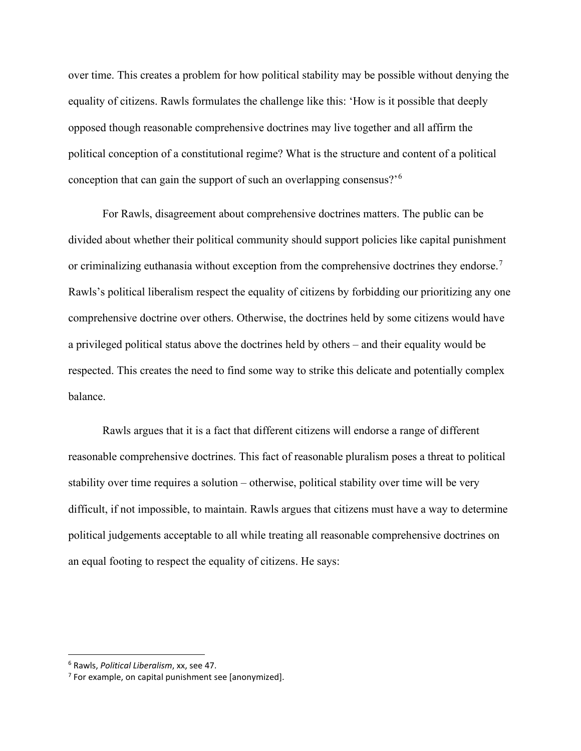over time. This creates a problem for how political stability may be possible without denying the equality of citizens. Rawls formulates the challenge like this: 'How is it possible that deeply opposed though reasonable comprehensive doctrines may live together and all affirm the political conception of a constitutional regime? What is the structure and content of a political conception that can gain the support of such an overlapping consensus?'[6]

For Rawls, disagreement about comprehensive doctrines matters. The public can be divided about whether their political community should support policies like capital punishment or criminalizing euthanasia without exception from the comprehensive doctrines they endorse.[7] Rawls's political liberalism respect the equality of citizens by forbidding our prioritizing any one comprehensive doctrine over others. Otherwise, the doctrines held by some citizens would have a privileged political status above the doctrines held by others – and their equality would be respected. This creates the need to find some way to strike this delicate and potentially complex balance.

Rawls argues that it is a fact that different citizens will endorse a range of different reasonable comprehensive doctrines. This fact of reasonable pluralism poses a threat to political stability over time requires a solution – otherwise, political stability over time will be very difficult, if not impossible, to maintain. Rawls argues that citizens must have a way to determine political judgements acceptable to all while treating all reasonable comprehensive doctrines on an equal footing to respect the equality of citizens. He says:

---

[6] Rawls, *Political Liberalism*, xx, see 47.

[7] For example, on capital punishment see [anonymized].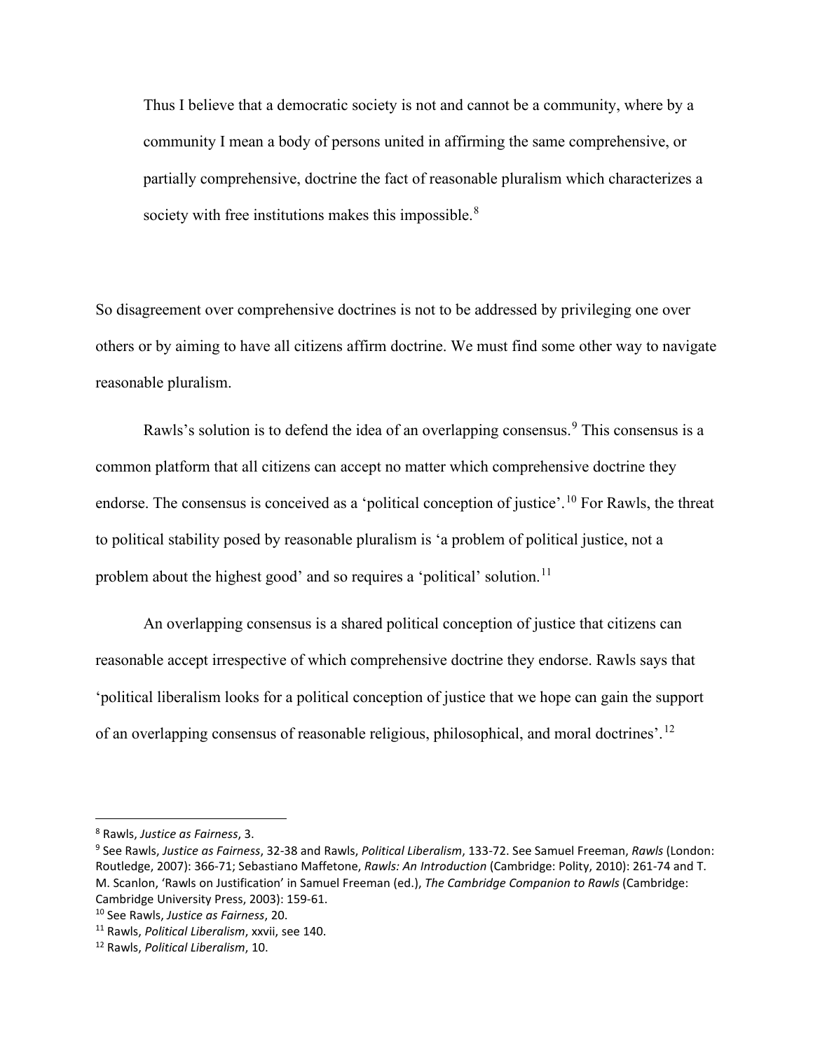> Thus I believe that a democratic society is not and cannot be a community, where by a community I mean a body of persons united in affirming the same comprehensive, or partially comprehensive, doctrine the fact of reasonable pluralism which characterizes a society with free institutions makes this impossible.[8]

So disagreement over comprehensive doctrines is not to be addressed by privileging one over others or by aiming to have all citizens affirm doctrine. We must find some other way to navigate reasonable pluralism.

Rawls's solution is to defend the idea of an overlapping consensus.[9] This consensus is a common platform that all citizens can accept no matter which comprehensive doctrine they endorse. The consensus is conceived as a 'political conception of justice'.[10] For Rawls, the threat to political stability posed by reasonable pluralism is 'a problem of political justice, not a problem about the highest good' and so requires a 'political' solution.[11]

An overlapping consensus is a shared political conception of justice that citizens can reasonable accept irrespective of which comprehensive doctrine they endorse. Rawls says that 'political liberalism looks for a political conception of justice that we hope can gain the support of an overlapping consensus of reasonable religious, philosophical, and moral doctrines'.[12]

---

[8] Rawls, *Justice as Fairness*, 3.

[9] See Rawls, *Justice as Fairness*, 32-38 and Rawls, *Political Liberalism*, 133-72. See Samuel Freeman, *Rawls* (London: Routledge, 2007): 366-71; Sebastiano Maffetone, *Rawls: An Introduction* (Cambridge: Polity, 2010): 261-74 and T. M. Scanlon, 'Rawls on Justification' in Samuel Freeman (ed.), *The Cambridge Companion to Rawls* (Cambridge: Cambridge University Press, 2003): 159-61.

[10] See Rawls, *Justice as Fairness*, 20.

[11] Rawls, *Political Liberalism*, xxvii, see 140.

[12] Rawls, *Political Liberalism*, 10.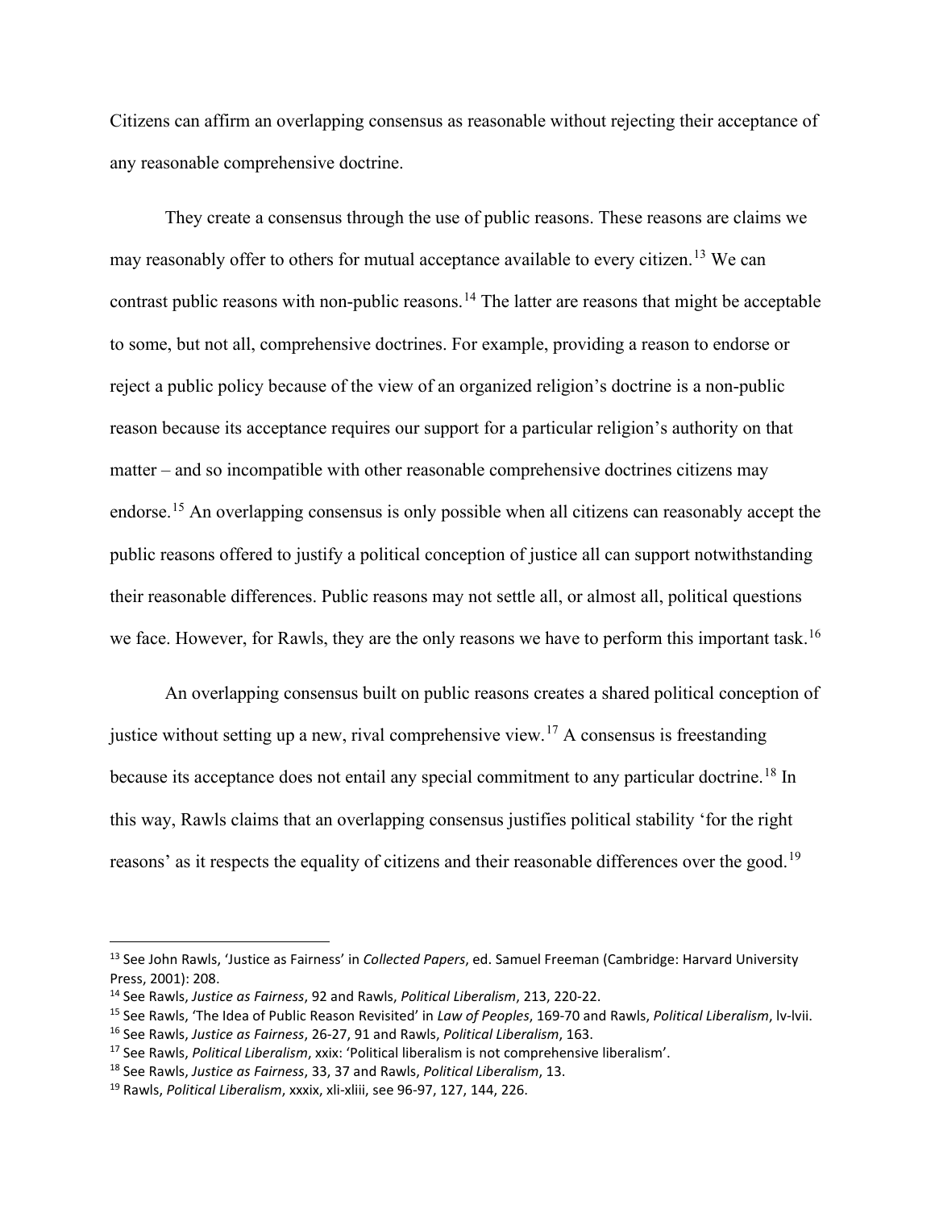Citizens can affirm an overlapping consensus as reasonable without rejecting their acceptance of any reasonable comprehensive doctrine.

They create a consensus through the use of public reasons. These reasons are claims we may reasonably offer to others for mutual acceptance available to every citizen.[13] We can contrast public reasons with non-public reasons.[14] The latter are reasons that might be acceptable to some, but not all, comprehensive doctrines. For example, providing a reason to endorse or reject a public policy because of the view of an organized religion's doctrine is a non-public reason because its acceptance requires our support for a particular religion's authority on that matter – and so incompatible with other reasonable comprehensive doctrines citizens may endorse.[15] An overlapping consensus is only possible when all citizens can reasonably accept the public reasons offered to justify a political conception of justice all can support notwithstanding their reasonable differences. Public reasons may not settle all, or almost all, political questions we face. However, for Rawls, they are the only reasons we have to perform this important task.[16]

An overlapping consensus built on public reasons creates a shared political conception of justice without setting up a new, rival comprehensive view.[17] A consensus is freestanding because its acceptance does not entail any special commitment to any particular doctrine.[18] In this way, Rawls claims that an overlapping consensus justifies political stability 'for the right reasons' as it respects the equality of citizens and their reasonable differences over the good.[19]

---

[13] See John Rawls, 'Justice as Fairness' in *Collected Papers*, ed. Samuel Freeman (Cambridge: Harvard University Press, 2001): 208.

[14] See Rawls, *Justice as Fairness*, 92 and Rawls, *Political Liberalism*, 213, 220-22.

[15] See Rawls, 'The Idea of Public Reason Revisited' in *Law of Peoples*, 169-70 and Rawls, *Political Liberalism*, lv-lvii.

[16] See Rawls, *Justice as Fairness*, 26-27, 91 and Rawls, *Political Liberalism*, 163.

[17] See Rawls, *Political Liberalism*, xxix: 'Political liberalism is not comprehensive liberalism'.

[18] See Rawls, *Justice as Fairness*, 33, 37 and Rawls, *Political Liberalism*, 13.

[19] Rawls, *Political Liberalism*, xxxix, xli-xliii, see 96-97, 127, 144, 226.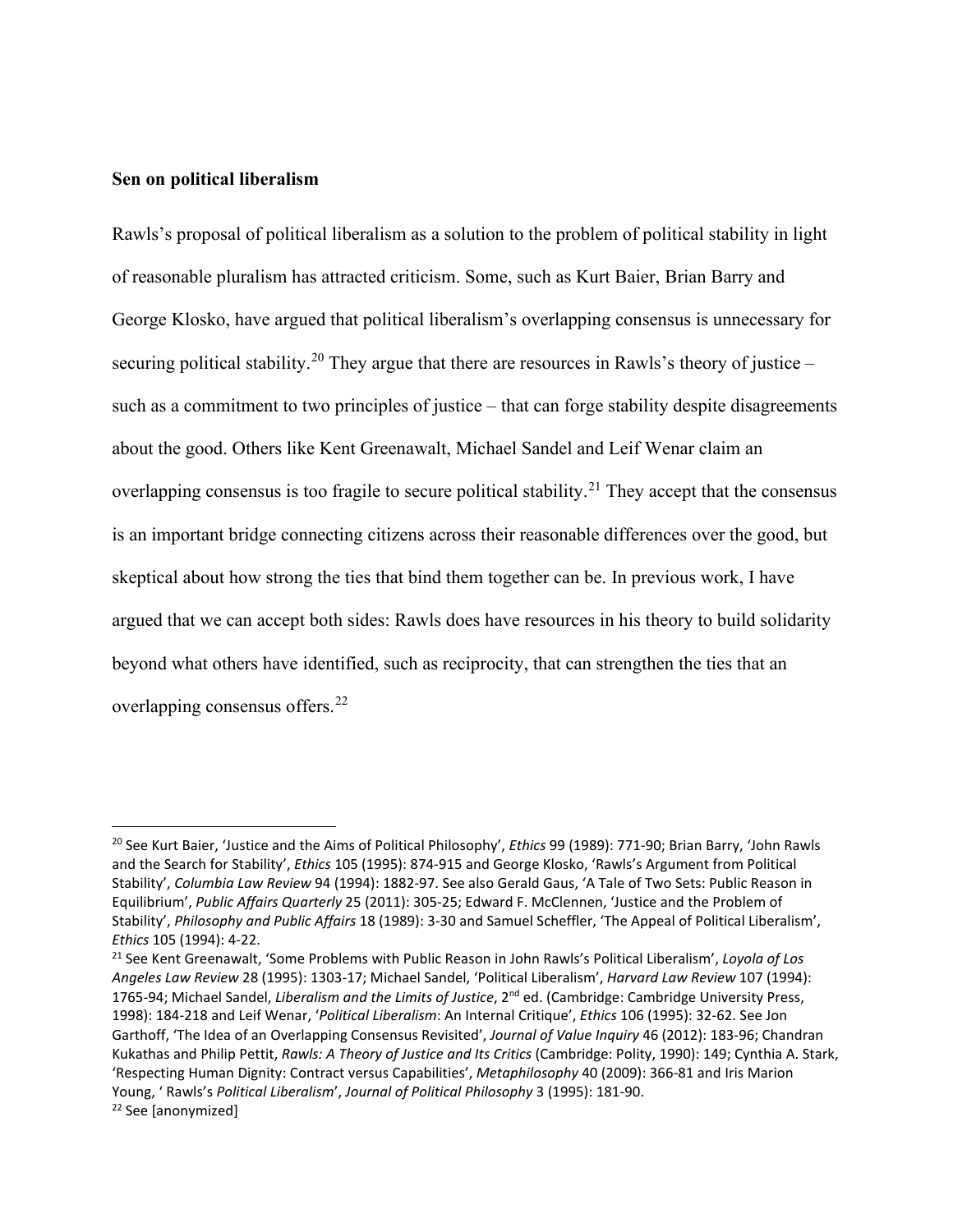**Sen on political liberalism**

Rawls's proposal of political liberalism as a solution to the problem of political stability in light of reasonable pluralism has attracted criticism. Some, such as Kurt Baier, Brian Barry and George Klosko, have argued that political liberalism's overlapping consensus is unnecessary for securing political stability.[20] They argue that there are resources in Rawls's theory of justice – such as a commitment to two principles of justice – that can forge stability despite disagreements about the good. Others like Kent Greenawalt, Michael Sandel and Leif Wenar claim an overlapping consensus is too fragile to secure political stability.[21] They accept that the consensus is an important bridge connecting citizens across their reasonable differences over the good, but skeptical about how strong the ties that bind them together can be. In previous work, I have argued that we can accept both sides: Rawls does have resources in his theory to build solidarity beyond what others have identified, such as reciprocity, that can strengthen the ties that an overlapping consensus offers.[22]

---

[20] See Kurt Baier, 'Justice and the Aims of Political Philosophy', *Ethics* 99 (1989): 771-90; Brian Barry, 'John Rawls and the Search for Stability', *Ethics* 105 (1995): 874-915 and George Klosko, 'Rawls's Argument from Political Stability', *Columbia Law Review* 94 (1994): 1882-97. See also Gerald Gaus, 'A Tale of Two Sets: Public Reason in Equilibrium', *Public Affairs Quarterly* 25 (2011): 305-25; Edward F. McClennen, 'Justice and the Problem of Stability', *Philosophy and Public Affairs* 18 (1989): 3-30 and Samuel Scheffler, 'The Appeal of Political Liberalism', *Ethics* 105 (1994): 4-22.

[21] See Kent Greenawalt, 'Some Problems with Public Reason in John Rawls's Political Liberalism', *Loyola of Los Angeles Law Review* 28 (1995): 1303-17; Michael Sandel, 'Political Liberalism', *Harvard Law Review* 107 (1994): 1765-94; Michael Sandel, *Liberalism and the Limits of Justice*, 2nd ed. (Cambridge: Cambridge University Press, 1998): 184-218 and Leif Wenar, '*Political Liberalism*: An Internal Critique', *Ethics* 106 (1995): 32-62. See Jon Garthoff, 'The Idea of an Overlapping Consensus Revisited', *Journal of Value Inquiry* 46 (2012): 183-96; Chandran Kukathas and Philip Pettit, *Rawls: A Theory of Justice and Its Critics* (Cambridge: Polity, 1990): 149; Cynthia A. Stark, 'Respecting Human Dignity: Contract versus Capabilities', *Metaphilosophy* 40 (2009): 366-81 and Iris Marion Young, ' Rawls's *Political Liberalism*', *Journal of Political Philosophy* 3 (1995): 181-90.

[22] See [anonymized]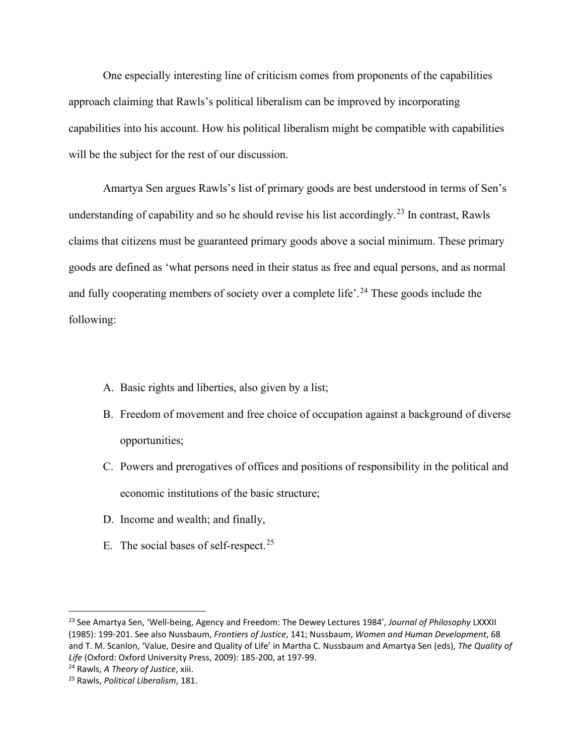One especially interesting line of criticism comes from proponents of the capabilities approach claiming that Rawls's political liberalism can be improved by incorporating capabilities into his account. How his political liberalism might be compatible with capabilities will be the subject for the rest of our discussion.

Amartya Sen argues Rawls's list of primary goods are best understood in terms of Sen's understanding of capability and so he should revise his list accordingly.[23] In contrast, Rawls claims that citizens must be guaranteed primary goods above a social minimum. These primary goods are defined as 'what persons need in their status as free and equal persons, and as normal and fully cooperating members of society over a complete life'.[24] These goods include the following:

A. Basic rights and liberties, also given by a list;
B. Freedom of movement and free choice of occupation against a background of diverse opportunities;
C. Powers and prerogatives of offices and positions of responsibility in the political and economic institutions of the basic structure;
D. Income and wealth; and finally,
E. The social bases of self-respect.[25]

---

[23] See Amartya Sen, 'Well-being, Agency and Freedom: The Dewey Lectures 1984', *Journal of Philosophy* LXXXII (1985): 199-201. See also Nussbaum, *Frontiers of Justice*, 141; Nussbaum, *Women and Human Development*, 68 and T. M. Scanlon, 'Value, Desire and Quality of Life' in Martha C. Nussbaum and Amartya Sen (eds), *The Quality of Life* (Oxford: Oxford University Press, 2009): 185-200, at 197-99.

[24] Rawls, *A Theory of Justice*, xiii.

[25] Rawls, *Political Liberalism*, 181.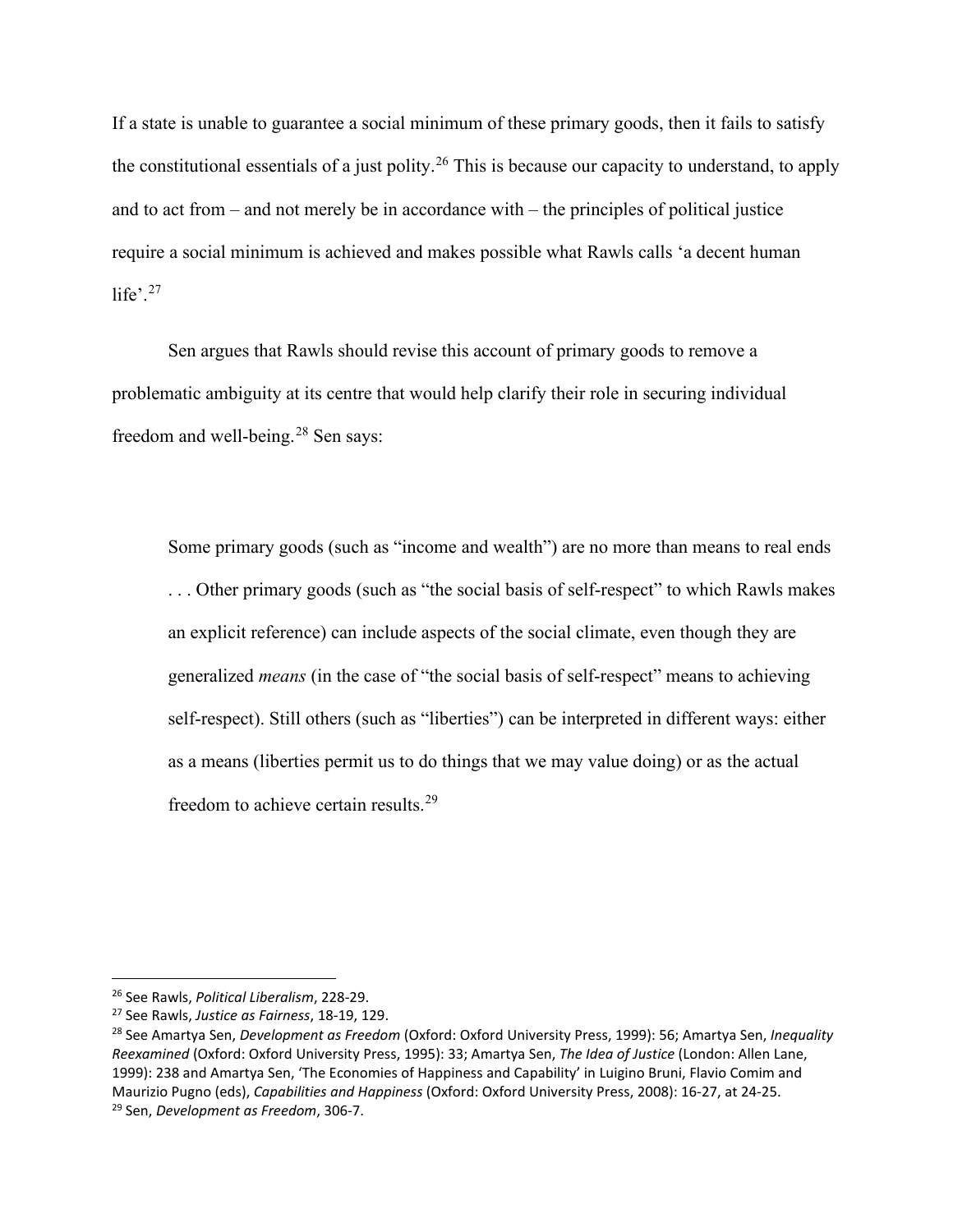If a state is unable to guarantee a social minimum of these primary goods, then it fails to satisfy the constitutional essentials of a just polity.[26] This is because our capacity to understand, to apply and to act from – and not merely be in accordance with – the principles of political justice require a social minimum is achieved and makes possible what Rawls calls 'a decent human life'.[27]

Sen argues that Rawls should revise this account of primary goods to remove a problematic ambiguity at its centre that would help clarify their role in securing individual freedom and well-being.[28] Sen says:

> Some primary goods (such as "income and wealth") are no more than means to real ends . . . Other primary goods (such as "the social basis of self-respect" to which Rawls makes an explicit reference) can include aspects of the social climate, even though they are generalized *means* (in the case of "the social basis of self-respect" means to achieving self-respect). Still others (such as "liberties") can be interpreted in different ways: either as a means (liberties permit us to do things that we may value doing) or as the actual freedom to achieve certain results.[29]

---

[26] See Rawls, *Political Liberalism*, 228-29.

[27] See Rawls, *Justice as Fairness*, 18-19, 129.

[28] See Amartya Sen, *Development as Freedom* (Oxford: Oxford University Press, 1999): 56; Amartya Sen, *Inequality Reexamined* (Oxford: Oxford University Press, 1995): 33; Amartya Sen, *The Idea of Justice* (London: Allen Lane, 1999): 238 and Amartya Sen, 'The Economies of Happiness and Capability' in Luigino Bruni, Flavio Comim and Maurizio Pugno (eds), *Capabilities and Happiness* (Oxford: Oxford University Press, 2008): 16-27, at 24-25.

[29] Sen, *Development as Freedom*, 306-7.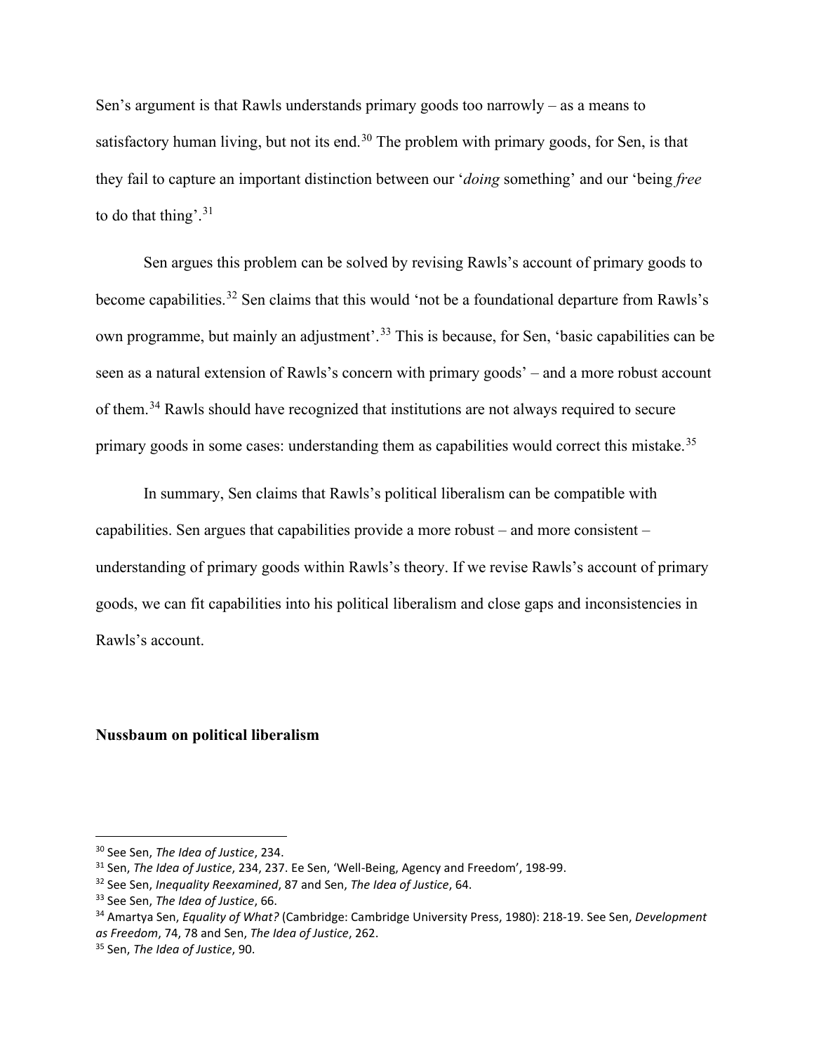Sen's argument is that Rawls understands primary goods too narrowly – as a means to satisfactory human living, but not its end.[30] The problem with primary goods, for Sen, is that they fail to capture an important distinction between our '*doing* something' and our 'being *free* to do that thing'.[31]

Sen argues this problem can be solved by revising Rawls's account of primary goods to become capabilities.[32] Sen claims that this would 'not be a foundational departure from Rawls's own programme, but mainly an adjustment'.[33] This is because, for Sen, 'basic capabilities can be seen as a natural extension of Rawls's concern with primary goods' – and a more robust account of them.[34] Rawls should have recognized that institutions are not always required to secure primary goods in some cases: understanding them as capabilities would correct this mistake.[35]

In summary, Sen claims that Rawls's political liberalism can be compatible with capabilities. Sen argues that capabilities provide a more robust – and more consistent – understanding of primary goods within Rawls's theory. If we revise Rawls's account of primary goods, we can fit capabilities into his political liberalism and close gaps and inconsistencies in Rawls's account.

**Nussbaum on political liberalism**

---

[30] See Sen, *The Idea of Justice*, 234.

[31] Sen, *The Idea of Justice*, 234, 237. Ee Sen, 'Well-Being, Agency and Freedom', 198-99.

[32] See Sen, *Inequality Reexamined*, 87 and Sen, *The Idea of Justice*, 64.

[33] See Sen, *The Idea of Justice*, 66.

[34] Amartya Sen, *Equality of What?* (Cambridge: Cambridge University Press, 1980): 218-19. See Sen, *Development as Freedom*, 74, 78 and Sen, *The Idea of Justice*, 262.

[35] Sen, *The Idea of Justice*, 90.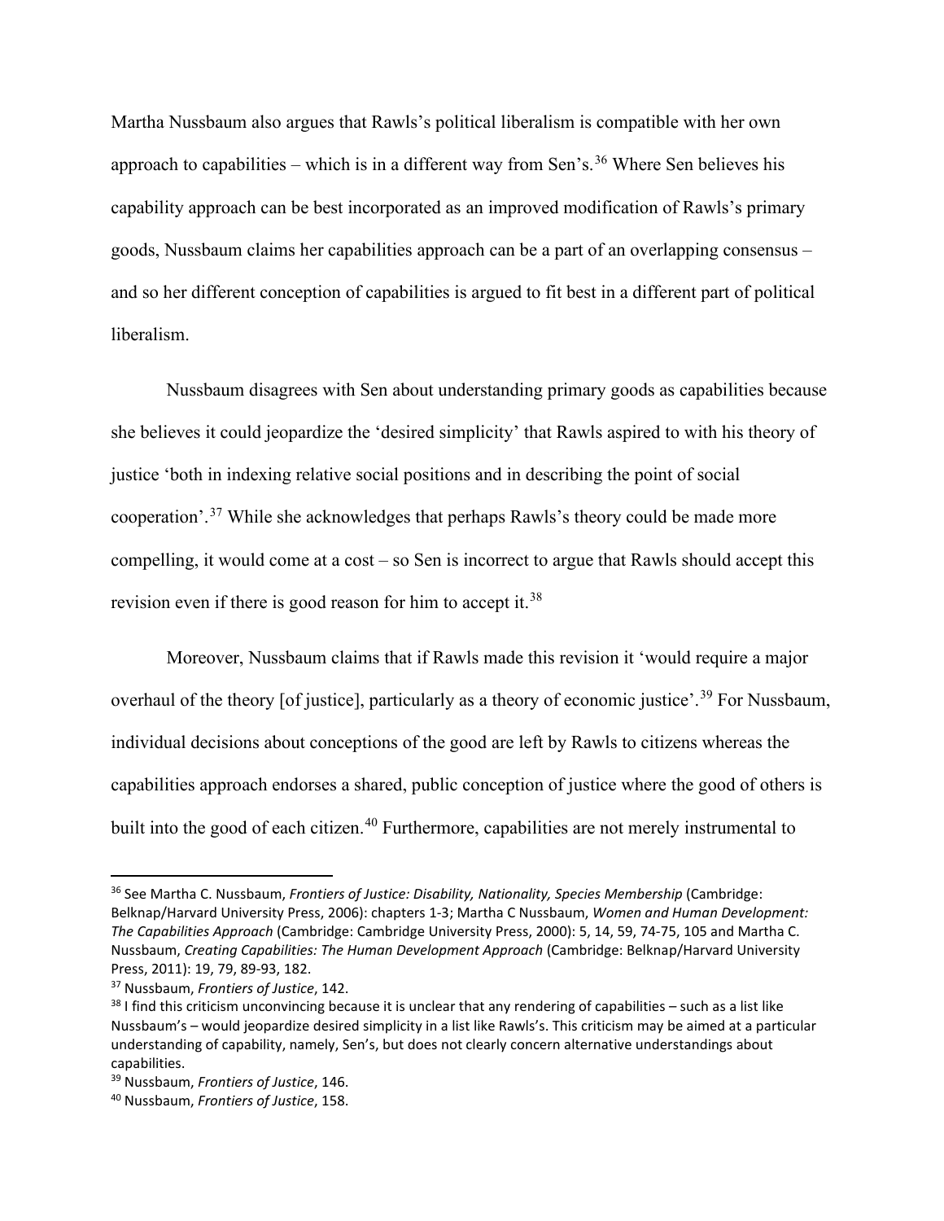Martha Nussbaum also argues that Rawls's political liberalism is compatible with her own approach to capabilities – which is in a different way from Sen's.[36] Where Sen believes his capability approach can be best incorporated as an improved modification of Rawls's primary goods, Nussbaum claims her capabilities approach can be a part of an overlapping consensus – and so her different conception of capabilities is argued to fit best in a different part of political liberalism.

Nussbaum disagrees with Sen about understanding primary goods as capabilities because she believes it could jeopardize the 'desired simplicity' that Rawls aspired to with his theory of justice 'both in indexing relative social positions and in describing the point of social cooperation'.[37] While she acknowledges that perhaps Rawls's theory could be made more compelling, it would come at a cost – so Sen is incorrect to argue that Rawls should accept this revision even if there is good reason for him to accept it.[38]

Moreover, Nussbaum claims that if Rawls made this revision it 'would require a major overhaul of the theory [of justice], particularly as a theory of economic justice'.[39] For Nussbaum, individual decisions about conceptions of the good are left by Rawls to citizens whereas the capabilities approach endorses a shared, public conception of justice where the good of others is built into the good of each citizen.[40] Furthermore, capabilities are not merely instrumental to

---

[36] See Martha C. Nussbaum, *Frontiers of Justice: Disability, Nationality, Species Membership* (Cambridge: Belknap/Harvard University Press, 2006): chapters 1-3; Martha C Nussbaum, *Women and Human Development: The Capabilities Approach* (Cambridge: Cambridge University Press, 2000): 5, 14, 59, 74-75, 105 and Martha C. Nussbaum, *Creating Capabilities: The Human Development Approach* (Cambridge: Belknap/Harvard University Press, 2011): 19, 79, 89-93, 182.

[37] Nussbaum, *Frontiers of Justice*, 142.

[38] I find this criticism unconvincing because it is unclear that any rendering of capabilities – such as a list like Nussbaum's – would jeopardize desired simplicity in a list like Rawls's. This criticism may be aimed at a particular understanding of capability, namely, Sen's, but does not clearly concern alternative understandings about capabilities.

[39] Nussbaum, *Frontiers of Justice*, 146.

[40] Nussbaum, *Frontiers of Justice*, 158.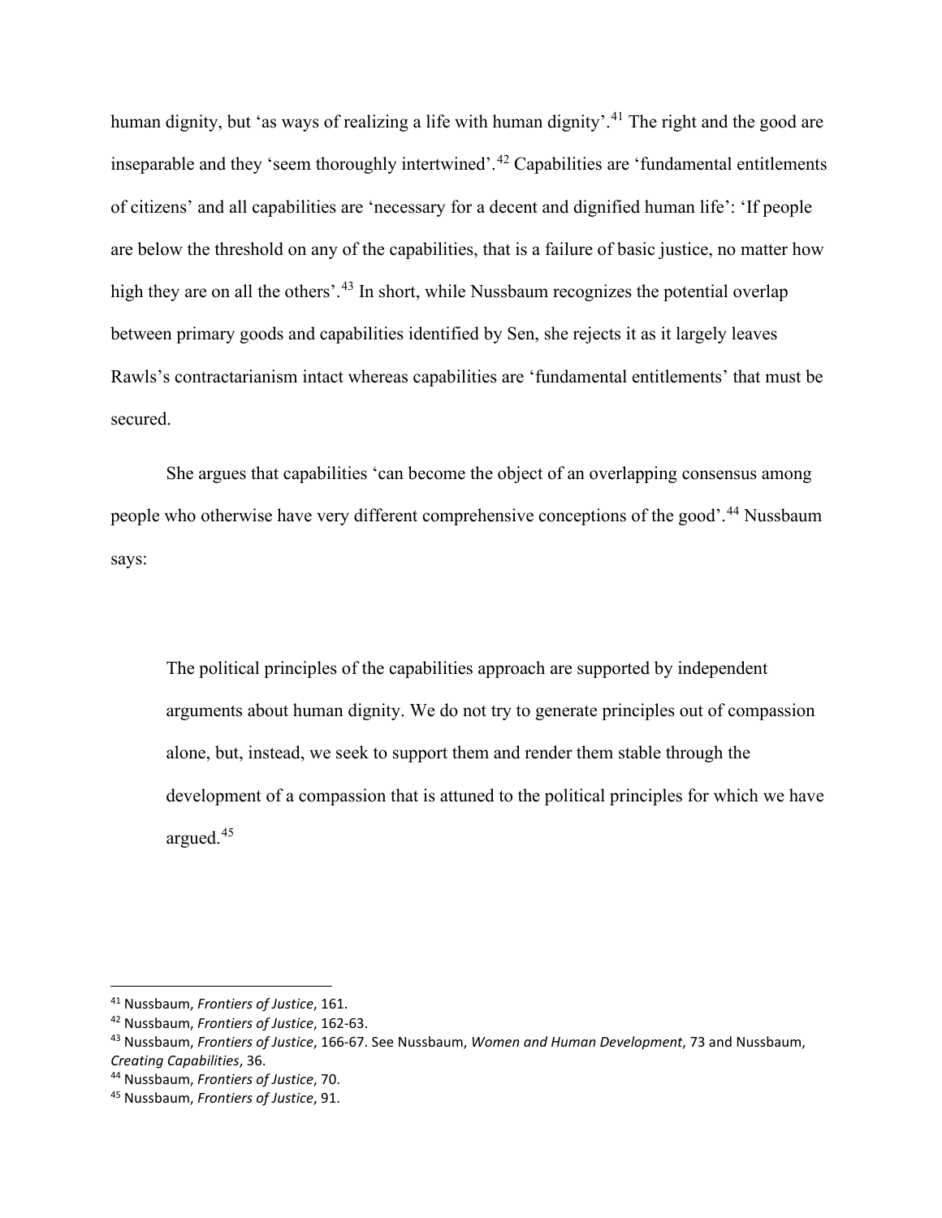human dignity, but 'as ways of realizing a life with human dignity'.[41] The right and the good are inseparable and they 'seem thoroughly intertwined'.[42] Capabilities are 'fundamental entitlements of citizens' and all capabilities are 'necessary for a decent and dignified human life': 'If people are below the threshold on any of the capabilities, that is a failure of basic justice, no matter how high they are on all the others'.[43] In short, while Nussbaum recognizes the potential overlap between primary goods and capabilities identified by Sen, she rejects it as it largely leaves Rawls's contractarianism intact whereas capabilities are 'fundamental entitlements' that must be secured.

She argues that capabilities 'can become the object of an overlapping consensus among people who otherwise have very different comprehensive conceptions of the good'.[44] Nussbaum says:

> The political principles of the capabilities approach are supported by independent arguments about human dignity. We do not try to generate principles out of compassion alone, but, instead, we seek to support them and render them stable through the development of a compassion that is attuned to the political principles for which we have argued.[45]

---

[41] Nussbaum, *Frontiers of Justice*, 161.

[42] Nussbaum, *Frontiers of Justice*, 162-63.

[43] Nussbaum, *Frontiers of Justice*, 166-67. See Nussbaum, *Women and Human Development*, 73 and Nussbaum, *Creating Capabilities*, 36.

[44] Nussbaum, *Frontiers of Justice*, 70.

[45] Nussbaum, *Frontiers of Justice*, 91.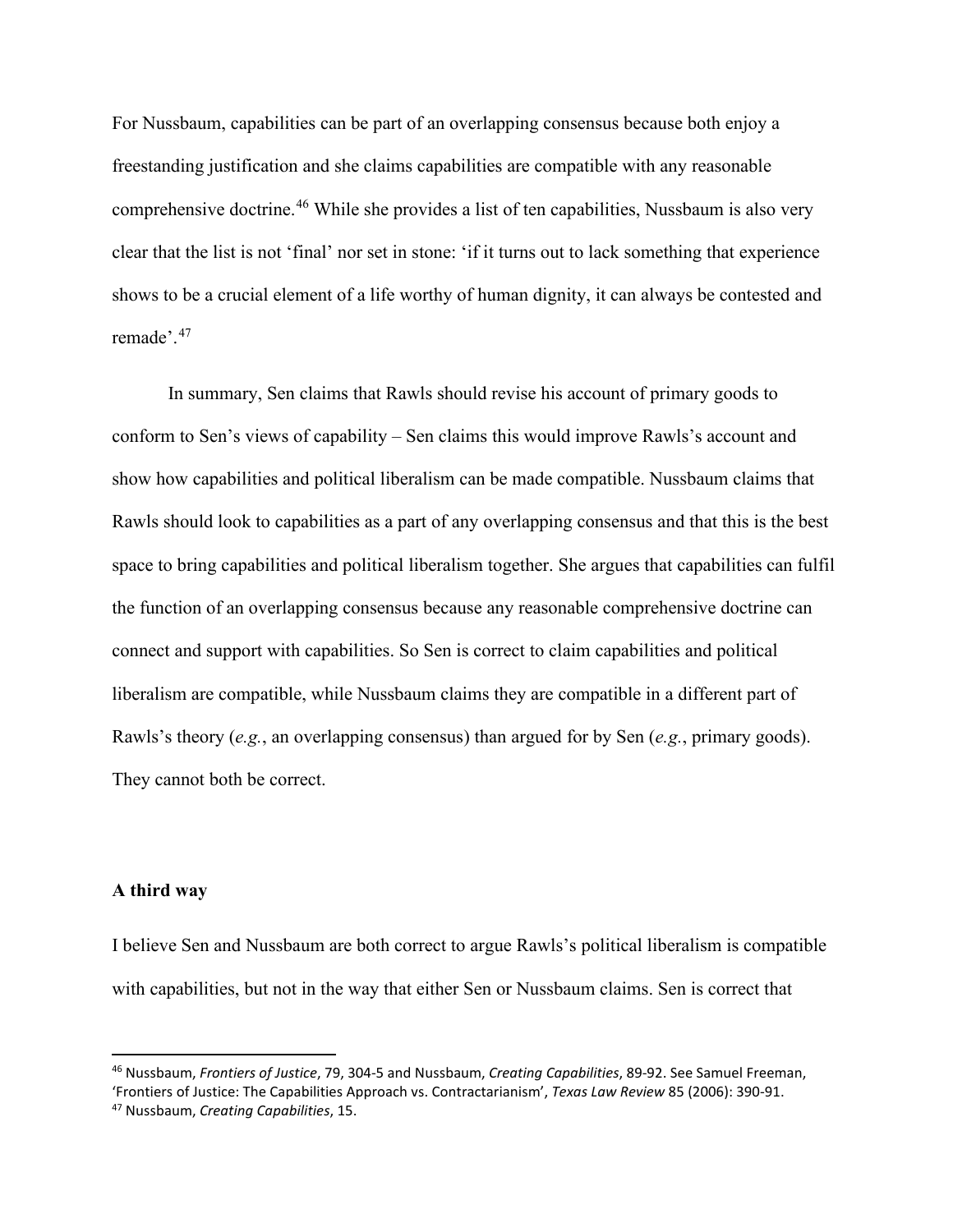For Nussbaum, capabilities can be part of an overlapping consensus because both enjoy a freestanding justification and she claims capabilities are compatible with any reasonable comprehensive doctrine.[46] While she provides a list of ten capabilities, Nussbaum is also very clear that the list is not 'final' nor set in stone: 'if it turns out to lack something that experience shows to be a crucial element of a life worthy of human dignity, it can always be contested and remade'.[47]

In summary, Sen claims that Rawls should revise his account of primary goods to conform to Sen's views of capability – Sen claims this would improve Rawls's account and show how capabilities and political liberalism can be made compatible. Nussbaum claims that Rawls should look to capabilities as a part of any overlapping consensus and that this is the best space to bring capabilities and political liberalism together. She argues that capabilities can fulfil the function of an overlapping consensus because any reasonable comprehensive doctrine can connect and support with capabilities. So Sen is correct to claim capabilities and political liberalism are compatible, while Nussbaum claims they are compatible in a different part of Rawls's theory (*e.g.*, an overlapping consensus) than argued for by Sen (*e.g.*, primary goods). They cannot both be correct.

**A third way**

I believe Sen and Nussbaum are both correct to argue Rawls's political liberalism is compatible with capabilities, but not in the way that either Sen or Nussbaum claims. Sen is correct that

---

[46] Nussbaum, *Frontiers of Justice*, 79, 304-5 and Nussbaum, *Creating Capabilities*, 89-92. See Samuel Freeman, 'Frontiers of Justice: The Capabilities Approach vs. Contractarianism', *Texas Law Review* 85 (2006): 390-91.

[47] Nussbaum, *Creating Capabilities*, 15.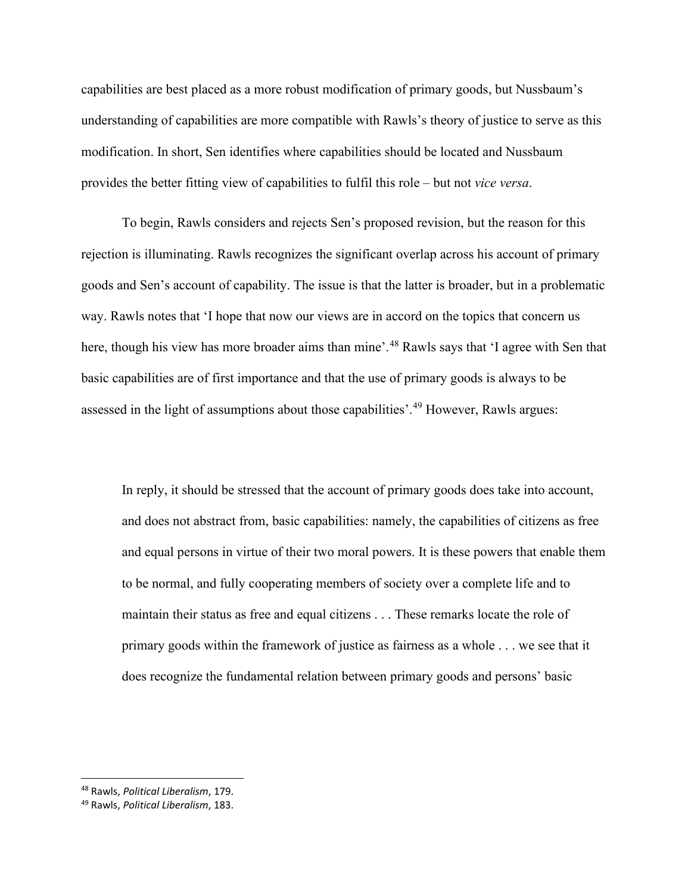capabilities are best placed as a more robust modification of primary goods, but Nussbaum's understanding of capabilities are more compatible with Rawls's theory of justice to serve as this modification. In short, Sen identifies where capabilities should be located and Nussbaum provides the better fitting view of capabilities to fulfil this role – but not *vice versa*.

To begin, Rawls considers and rejects Sen's proposed revision, but the reason for this rejection is illuminating. Rawls recognizes the significant overlap across his account of primary goods and Sen's account of capability. The issue is that the latter is broader, but in a problematic way. Rawls notes that 'I hope that now our views are in accord on the topics that concern us here, though his view has more broader aims than mine'.[48] Rawls says that 'I agree with Sen that basic capabilities are of first importance and that the use of primary goods is always to be assessed in the light of assumptions about those capabilities'.[49] However, Rawls argues:

> In reply, it should be stressed that the account of primary goods does take into account, and does not abstract from, basic capabilities: namely, the capabilities of citizens as free and equal persons in virtue of their two moral powers. It is these powers that enable them to be normal, and fully cooperating members of society over a complete life and to maintain their status as free and equal citizens . . . These remarks locate the role of primary goods within the framework of justice as fairness as a whole . . . we see that it does recognize the fundamental relation between primary goods and persons' basic

[48] Rawls, *Political Liberalism*, 179.

[49] Rawls, *Political Liberalism*, 183.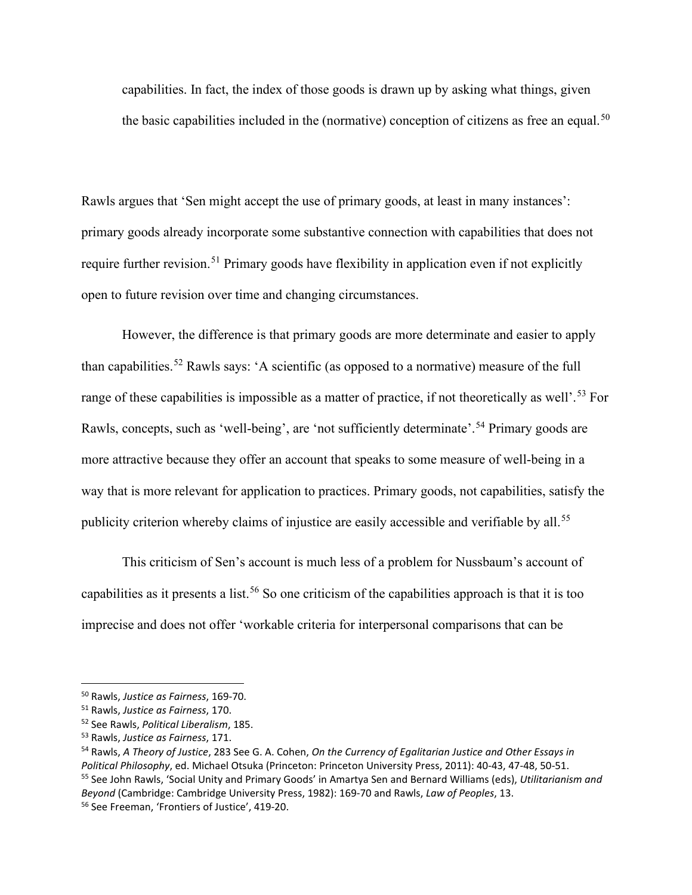> capabilities. In fact, the index of those goods is drawn up by asking what things, given the basic capabilities included in the (normative) conception of citizens as free an equal.[50]

Rawls argues that 'Sen might accept the use of primary goods, at least in many instances': primary goods already incorporate some substantive connection with capabilities that does not require further revision.[51] Primary goods have flexibility in application even if not explicitly open to future revision over time and changing circumstances.

However, the difference is that primary goods are more determinate and easier to apply than capabilities.[52] Rawls says: 'A scientific (as opposed to a normative) measure of the full range of these capabilities is impossible as a matter of practice, if not theoretically as well'.[53] For Rawls, concepts, such as 'well-being', are 'not sufficiently determinate'.[54] Primary goods are more attractive because they offer an account that speaks to some measure of well-being in a way that is more relevant for application to practices. Primary goods, not capabilities, satisfy the publicity criterion whereby claims of injustice are easily accessible and verifiable by all.[55]

This criticism of Sen's account is much less of a problem for Nussbaum's account of capabilities as it presents a list.[56] So one criticism of the capabilities approach is that it is too imprecise and does not offer 'workable criteria for interpersonal comparisons that can be

---

[50] Rawls, *Justice as Fairness*, 169-70.

[51] Rawls, *Justice as Fairness*, 170.

[52] See Rawls, *Political Liberalism*, 185.

[53] Rawls, *Justice as Fairness*, 171.

[54] Rawls, *A Theory of Justice*, 283 See G. A. Cohen, *On the Currency of Egalitarian Justice and Other Essays in Political Philosophy*, ed. Michael Otsuka (Princeton: Princeton University Press, 2011): 40-43, 47-48, 50-51.

[55] See John Rawls, 'Social Unity and Primary Goods' in Amartya Sen and Bernard Williams (eds), *Utilitarianism and Beyond* (Cambridge: Cambridge University Press, 1982): 169-70 and Rawls, *Law of Peoples*, 13.

[56] See Freeman, 'Frontiers of Justice', 419-20.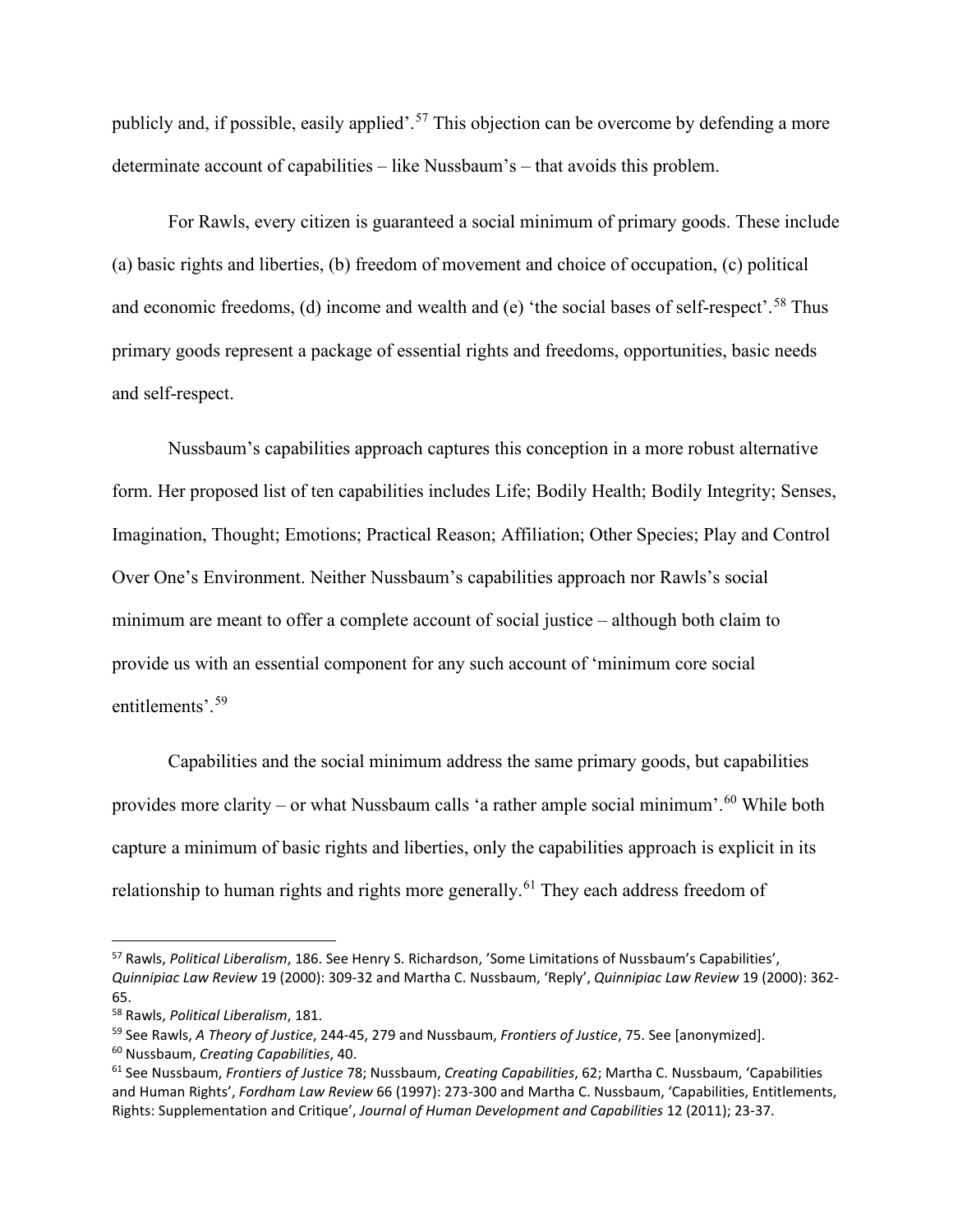publicly and, if possible, easily applied'.[57] This objection can be overcome by defending a more determinate account of capabilities – like Nussbaum's – that avoids this problem.

For Rawls, every citizen is guaranteed a social minimum of primary goods. These include (a) basic rights and liberties, (b) freedom of movement and choice of occupation, (c) political and economic freedoms, (d) income and wealth and (e) 'the social bases of self-respect'.[58] Thus primary goods represent a package of essential rights and freedoms, opportunities, basic needs and self-respect.

Nussbaum's capabilities approach captures this conception in a more robust alternative form. Her proposed list of ten capabilities includes Life; Bodily Health; Bodily Integrity; Senses, Imagination, Thought; Emotions; Practical Reason; Affiliation; Other Species; Play and Control Over One's Environment. Neither Nussbaum's capabilities approach nor Rawls's social minimum are meant to offer a complete account of social justice – although both claim to provide us with an essential component for any such account of 'minimum core social entitlements'.[59]

Capabilities and the social minimum address the same primary goods, but capabilities provides more clarity – or what Nussbaum calls 'a rather ample social minimum'.[60] While both capture a minimum of basic rights and liberties, only the capabilities approach is explicit in its relationship to human rights and rights more generally.[61] They each address freedom of

---

[57] Rawls, *Political Liberalism*, 186. See Henry S. Richardson, 'Some Limitations of Nussbaum's Capabilities', *Quinnipiac Law Review* 19 (2000): 309-32 and Martha C. Nussbaum, 'Reply', *Quinnipiac Law Review* 19 (2000): 362-65.

[58] Rawls, *Political Liberalism*, 181.

[59] See Rawls, *A Theory of Justice*, 244-45, 279 and Nussbaum, *Frontiers of Justice*, 75. See [anonymized].

[60] Nussbaum, *Creating Capabilities*, 40.

[61] See Nussbaum, *Frontiers of Justice* 78; Nussbaum, *Creating Capabilities*, 62; Martha C. Nussbaum, 'Capabilities and Human Rights', *Fordham Law Review* 66 (1997): 273-300 and Martha C. Nussbaum, 'Capabilities, Entitlements, Rights: Supplementation and Critique', *Journal of Human Development and Capabilities* 12 (2011); 23-37.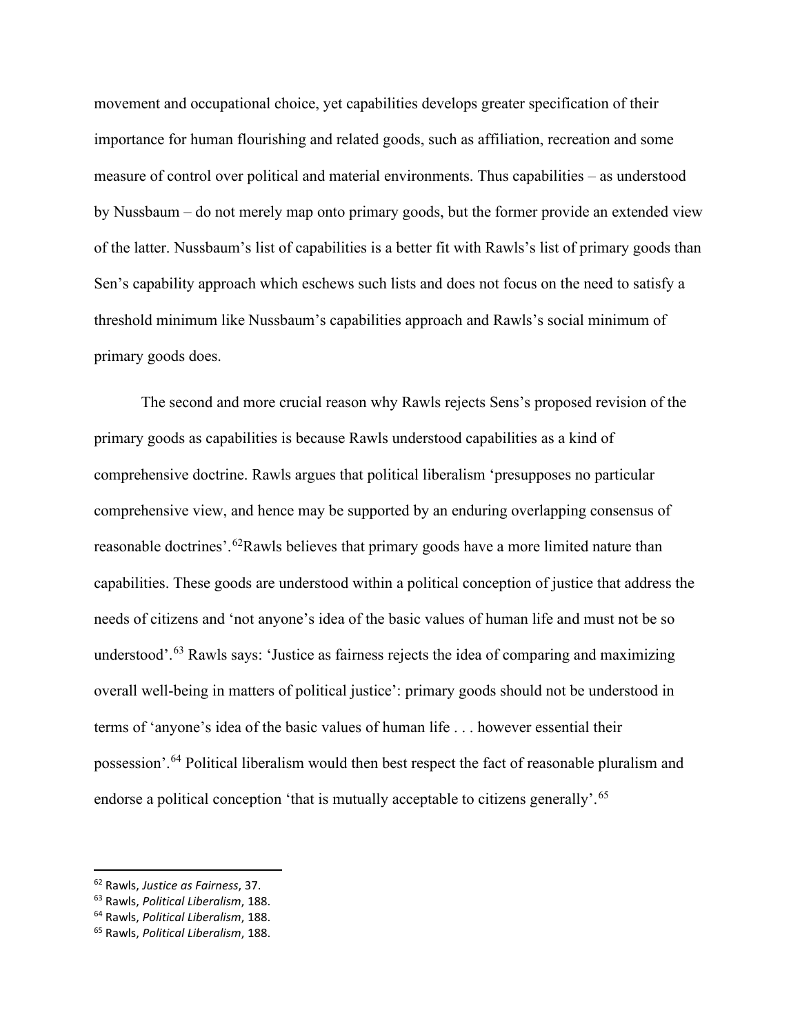movement and occupational choice, yet capabilities develops greater specification of their importance for human flourishing and related goods, such as affiliation, recreation and some measure of control over political and material environments. Thus capabilities – as understood by Nussbaum – do not merely map onto primary goods, but the former provide an extended view of the latter. Nussbaum's list of capabilities is a better fit with Rawls's list of primary goods than Sen's capability approach which eschews such lists and does not focus on the need to satisfy a threshold minimum like Nussbaum's capabilities approach and Rawls's social minimum of primary goods does.

The second and more crucial reason why Rawls rejects Sens's proposed revision of the primary goods as capabilities is because Rawls understood capabilities as a kind of comprehensive doctrine. Rawls argues that political liberalism 'presupposes no particular comprehensive view, and hence may be supported by an enduring overlapping consensus of reasonable doctrines'.[62]Rawls believes that primary goods have a more limited nature than capabilities. These goods are understood within a political conception of justice that address the needs of citizens and 'not anyone's idea of the basic values of human life and must not be so understood'.[63] Rawls says: 'Justice as fairness rejects the idea of comparing and maximizing overall well-being in matters of political justice': primary goods should not be understood in terms of 'anyone's idea of the basic values of human life . . . however essential their possession'.[64] Political liberalism would then best respect the fact of reasonable pluralism and endorse a political conception 'that is mutually acceptable to citizens generally'.[65]

---

[62] Rawls, *Justice as Fairness*, 37.
[63] Rawls, *Political Liberalism*, 188.
[64] Rawls, *Political Liberalism*, 188.
[65] Rawls, *Political Liberalism*, 188.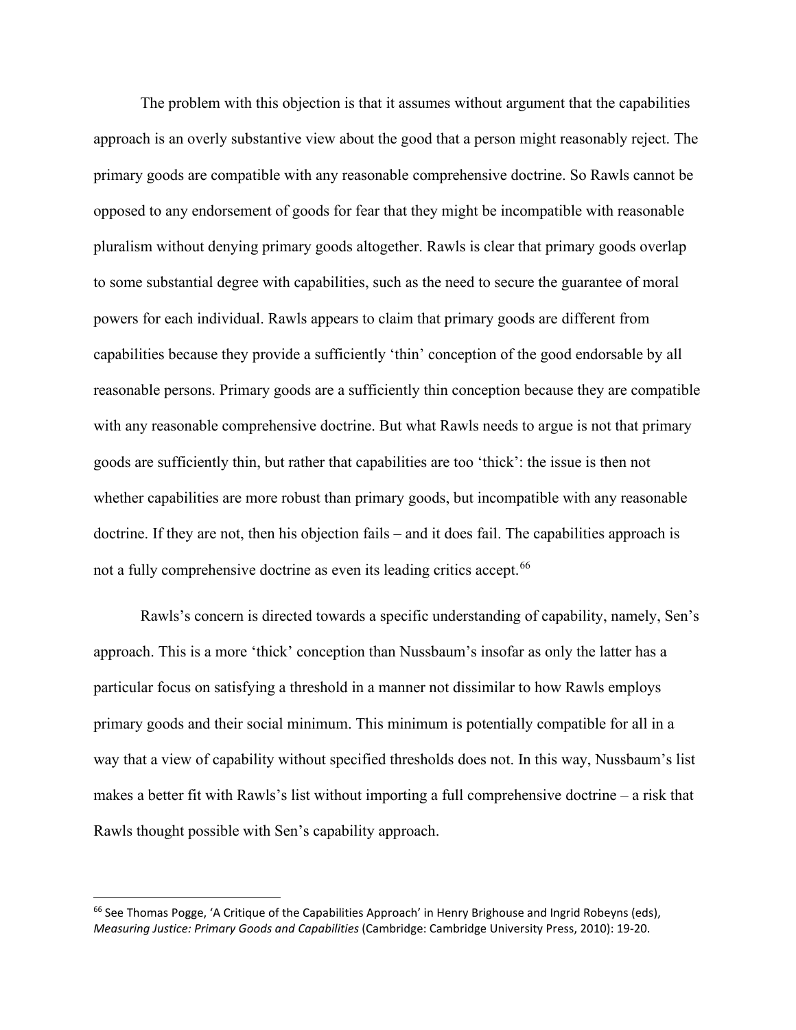The problem with this objection is that it assumes without argument that the capabilities approach is an overly substantive view about the good that a person might reasonably reject. The primary goods are compatible with any reasonable comprehensive doctrine. So Rawls cannot be opposed to any endorsement of goods for fear that they might be incompatible with reasonable pluralism without denying primary goods altogether. Rawls is clear that primary goods overlap to some substantial degree with capabilities, such as the need to secure the guarantee of moral powers for each individual. Rawls appears to claim that primary goods are different from capabilities because they provide a sufficiently 'thin' conception of the good endorsable by all reasonable persons. Primary goods are a sufficiently thin conception because they are compatible with any reasonable comprehensive doctrine. But what Rawls needs to argue is not that primary goods are sufficiently thin, but rather that capabilities are too 'thick': the issue is then not whether capabilities are more robust than primary goods, but incompatible with any reasonable doctrine. If they are not, then his objection fails – and it does fail. The capabilities approach is not a fully comprehensive doctrine as even its leading critics accept.[66]

Rawls's concern is directed towards a specific understanding of capability, namely, Sen's approach. This is a more 'thick' conception than Nussbaum's insofar as only the latter has a particular focus on satisfying a threshold in a manner not dissimilar to how Rawls employs primary goods and their social minimum. This minimum is potentially compatible for all in a way that a view of capability without specified thresholds does not. In this way, Nussbaum's list makes a better fit with Rawls's list without importing a full comprehensive doctrine – a risk that Rawls thought possible with Sen's capability approach.

---

[66] See Thomas Pogge, 'A Critique of the Capabilities Approach' in Henry Brighouse and Ingrid Robeyns (eds), *Measuring Justice: Primary Goods and Capabilities* (Cambridge: Cambridge University Press, 2010): 19-20.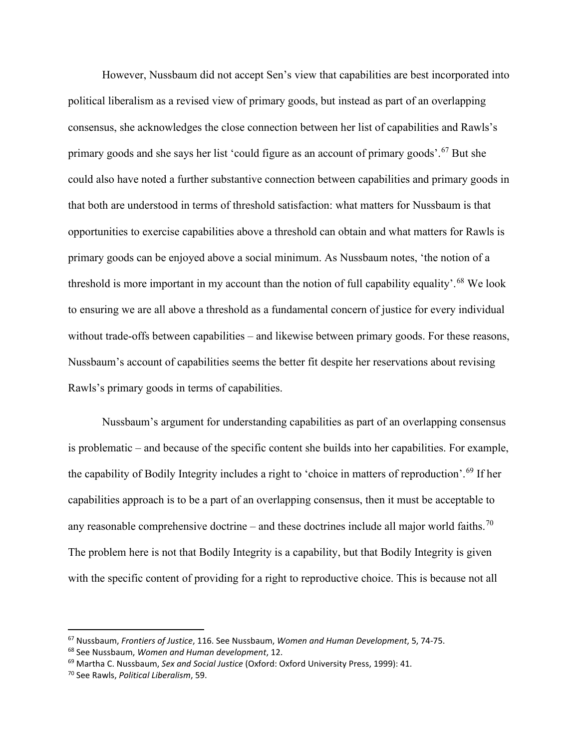However, Nussbaum did not accept Sen's view that capabilities are best incorporated into political liberalism as a revised view of primary goods, but instead as part of an overlapping consensus, she acknowledges the close connection between her list of capabilities and Rawls's primary goods and she says her list 'could figure as an account of primary goods'.[67] But she could also have noted a further substantive connection between capabilities and primary goods in that both are understood in terms of threshold satisfaction: what matters for Nussbaum is that opportunities to exercise capabilities above a threshold can obtain and what matters for Rawls is primary goods can be enjoyed above a social minimum. As Nussbaum notes, 'the notion of a threshold is more important in my account than the notion of full capability equality'.[68] We look to ensuring we are all above a threshold as a fundamental concern of justice for every individual without trade-offs between capabilities – and likewise between primary goods. For these reasons, Nussbaum's account of capabilities seems the better fit despite her reservations about revising Rawls's primary goods in terms of capabilities.

Nussbaum's argument for understanding capabilities as part of an overlapping consensus is problematic – and because of the specific content she builds into her capabilities. For example, the capability of Bodily Integrity includes a right to 'choice in matters of reproduction'.[69] If her capabilities approach is to be a part of an overlapping consensus, then it must be acceptable to any reasonable comprehensive doctrine – and these doctrines include all major world faiths.[70] The problem here is not that Bodily Integrity is a capability, but that Bodily Integrity is given with the specific content of providing for a right to reproductive choice. This is because not all

---

[67] Nussbaum, *Frontiers of Justice*, 116. See Nussbaum, *Women and Human Development*, 5, 74-75.

[68] See Nussbaum, *Women and Human development*, 12.

[69] Martha C. Nussbaum, *Sex and Social Justice* (Oxford: Oxford University Press, 1999): 41.

[70] See Rawls, *Political Liberalism*, 59.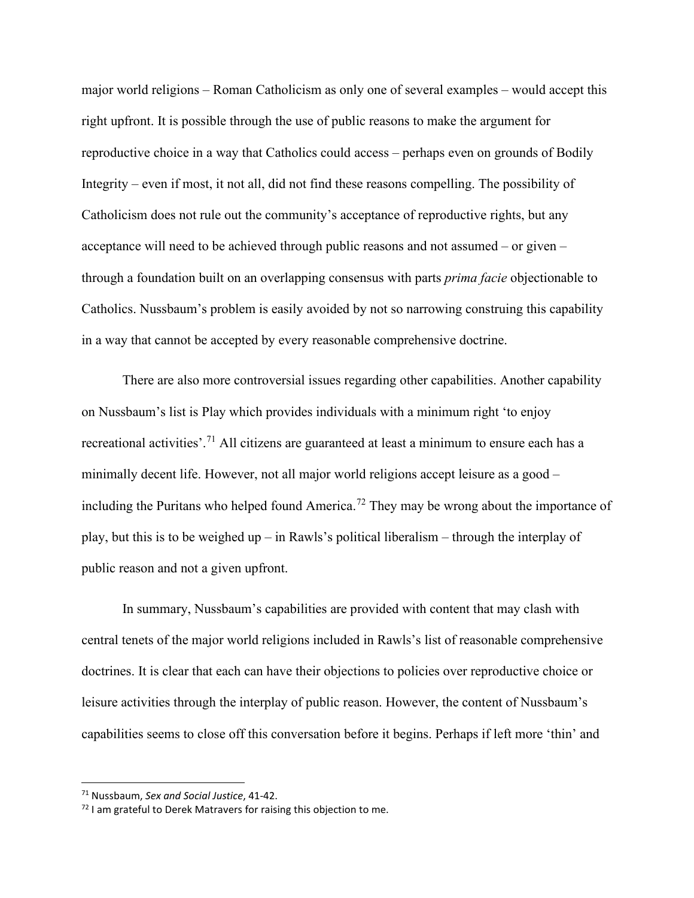major world religions – Roman Catholicism as only one of several examples – would accept this right upfront. It is possible through the use of public reasons to make the argument for reproductive choice in a way that Catholics could access – perhaps even on grounds of Bodily Integrity – even if most, it not all, did not find these reasons compelling. The possibility of Catholicism does not rule out the community's acceptance of reproductive rights, but any acceptance will need to be achieved through public reasons and not assumed – or given – through a foundation built on an overlapping consensus with parts *prima facie* objectionable to Catholics. Nussbaum's problem is easily avoided by not so narrowing construing this capability in a way that cannot be accepted by every reasonable comprehensive doctrine.

There are also more controversial issues regarding other capabilities. Another capability on Nussbaum's list is Play which provides individuals with a minimum right 'to enjoy recreational activities'.[71] All citizens are guaranteed at least a minimum to ensure each has a minimally decent life. However, not all major world religions accept leisure as a good – including the Puritans who helped found America.[72] They may be wrong about the importance of play, but this is to be weighed up – in Rawls's political liberalism – through the interplay of public reason and not a given upfront.

In summary, Nussbaum's capabilities are provided with content that may clash with central tenets of the major world religions included in Rawls's list of reasonable comprehensive doctrines. It is clear that each can have their objections to policies over reproductive choice or leisure activities through the interplay of public reason. However, the content of Nussbaum's capabilities seems to close off this conversation before it begins. Perhaps if left more 'thin' and

---

[71] Nussbaum, *Sex and Social Justice*, 41-42.

[72] I am grateful to Derek Matravers for raising this objection to me.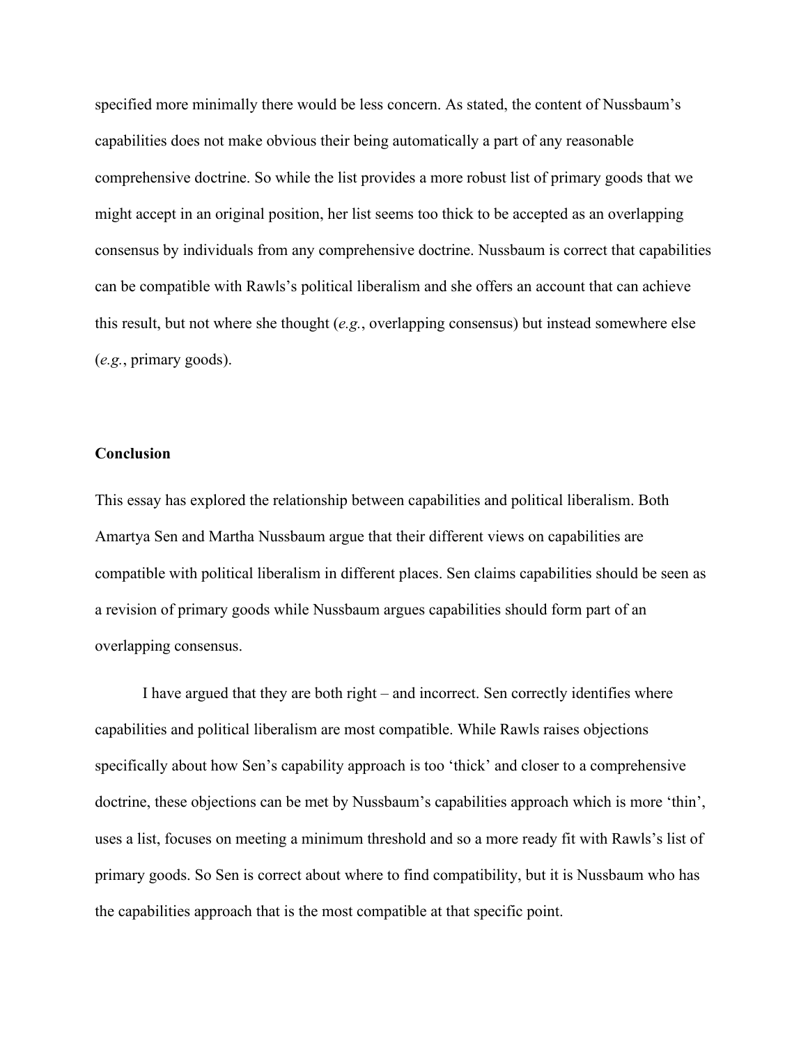specified more minimally there would be less concern. As stated, the content of Nussbaum's capabilities does not make obvious their being automatically a part of any reasonable comprehensive doctrine. So while the list provides a more robust list of primary goods that we might accept in an original position, her list seems too thick to be accepted as an overlapping consensus by individuals from any comprehensive doctrine. Nussbaum is correct that capabilities can be compatible with Rawls's political liberalism and she offers an account that can achieve this result, but not where she thought (*e.g.*, overlapping consensus) but instead somewhere else (*e.g.*, primary goods).

## Conclusion

This essay has explored the relationship between capabilities and political liberalism. Both Amartya Sen and Martha Nussbaum argue that their different views on capabilities are compatible with political liberalism in different places. Sen claims capabilities should be seen as a revision of primary goods while Nussbaum argues capabilities should form part of an overlapping consensus.

I have argued that they are both right – and incorrect. Sen correctly identifies where capabilities and political liberalism are most compatible. While Rawls raises objections specifically about how Sen's capability approach is too 'thick' and closer to a comprehensive doctrine, these objections can be met by Nussbaum's capabilities approach which is more 'thin', uses a list, focuses on meeting a minimum threshold and so a more ready fit with Rawls's list of primary goods. So Sen is correct about where to find compatibility, but it is Nussbaum who has the capabilities approach that is the most compatible at that specific point.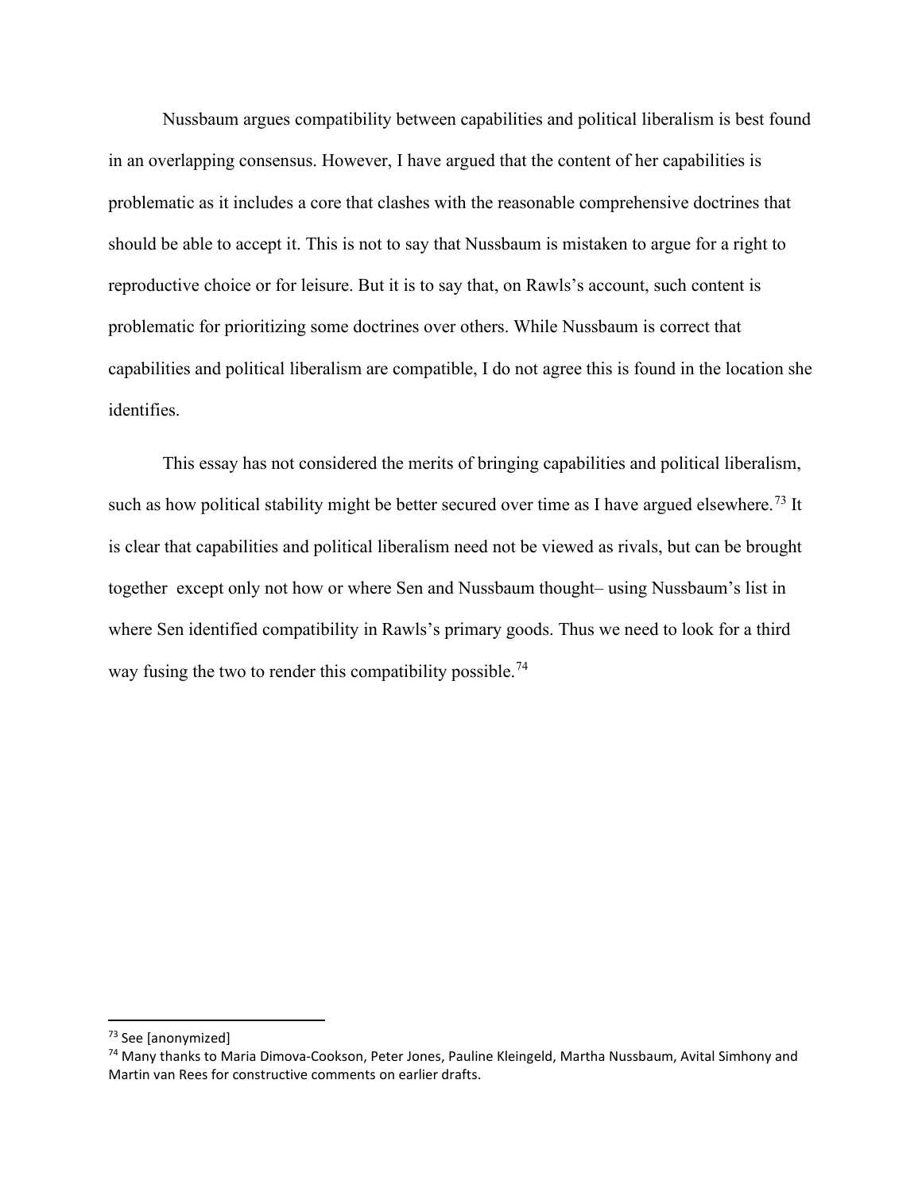Nussbaum argues compatibility between capabilities and political liberalism is best found in an overlapping consensus. However, I have argued that the content of her capabilities is problematic as it includes a core that clashes with the reasonable comprehensive doctrines that should be able to accept it. This is not to say that Nussbaum is mistaken to argue for a right to reproductive choice or for leisure. But it is to say that, on Rawls's account, such content is problematic for prioritizing some doctrines over others. While Nussbaum is correct that capabilities and political liberalism are compatible, I do not agree this is found in the location she identifies.

This essay has not considered the merits of bringing capabilities and political liberalism, such as how political stability might be better secured over time as I have argued elsewhere.[73] It is clear that capabilities and political liberalism need not be viewed as rivals, but can be brought together  except only not how or where Sen and Nussbaum thought– using Nussbaum's list in where Sen identified compatibility in Rawls's primary goods. Thus we need to look for a third way fusing the two to render this compatibility possible.[74]

---

[73] See [anonymized]

[74] Many thanks to Maria Dimova-Cookson, Peter Jones, Pauline Kleingeld, Martha Nussbaum, Avital Simhony and Martin van Rees for constructive comments on earlier drafts.